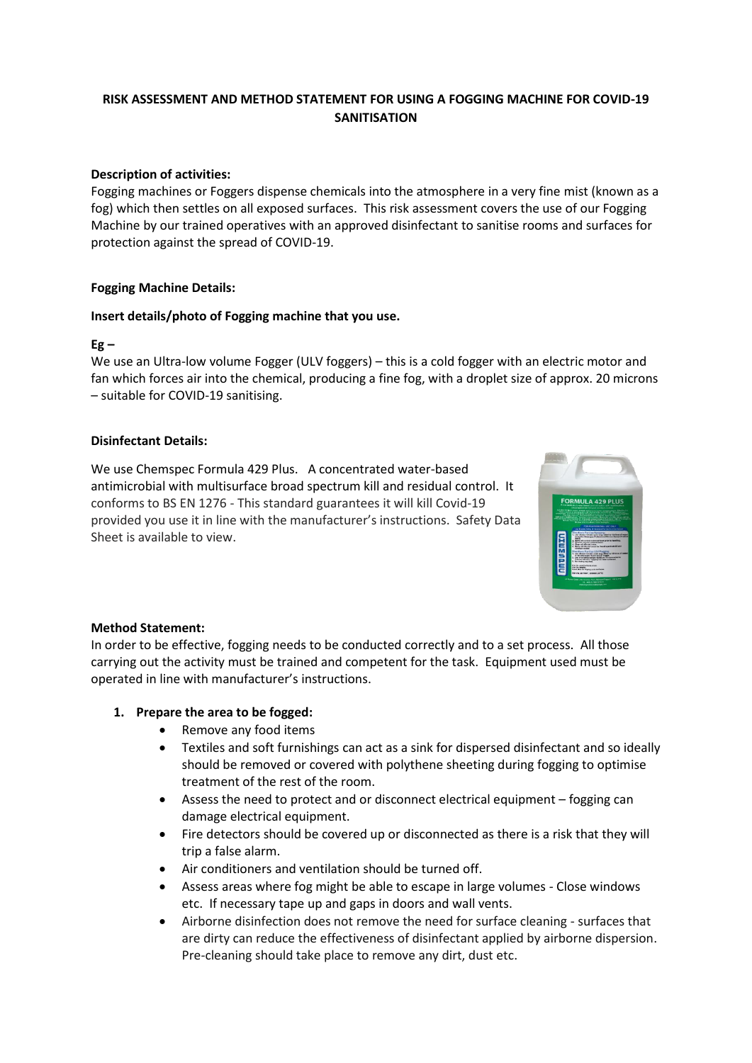# RISK ASSESSMENT AND METHOD STATEMENT FOR USING A FOGGING MACHINE FOR COVID-19 SANITISATION

**Description of activities:**

Fogging machines or Foggers dispense chemicals into the atmosphere in a very fine mist (known as a fog) which then settles on all exposed surfaces. This risk assessment covers the use of our Fogging Machine by our trained operatives with an approved disinfectant to sanitise rooms and surfaces for protection against the spread of COVID-19.

**Fogging Machine Details:**

**Insert details/photo of Fogging machine that you use.**

**Eg –**

We use an Ultra-low volume Fogger (ULV foggers) – this is a cold fogger with an electric motor and fan which forces air into the chemical, producing a fine fog, with a droplet size of approx. 20 microns – suitable for COVID-19 sanitising.

**Disinfectant Details:**

We use Chemspec Formula 429 Plus. A concentrated water-based antimicrobial with multisurface broad spectrum kill and residual control. It conforms to BS EN 1276 - This standard guarantees it will kill Covid-19 provided you use it in line with the manufacturer's instructions. Safety Data Sheet is available to view.

**Method Statement:**

In order to be effective, fogging needs to be conducted correctly and to a set process. All those carrying out the activity must be trained and competent for the task. Equipment used must be operated in line with manufacturer's instructions.

1. **Prepare the area to be fogged:**
   - Remove any food items
   - Textiles and soft furnishings can act as a sink for dispersed disinfectant and so ideally should be removed or covered with polythene sheeting during fogging to optimise treatment of the rest of the room.
   - Assess the need to protect and or disconnect electrical equipment – fogging can damage electrical equipment.
   - Fire detectors should be covered up or disconnected as there is a risk that they will trip a false alarm.
   - Air conditioners and ventilation should be turned off.
   - Assess areas where fog might be able to escape in large volumes - Close windows etc. If necessary tape up and gaps in doors and wall vents.
   - Airborne disinfection does not remove the need for surface cleaning - surfaces that are dirty can reduce the effectiveness of disinfectant applied by airborne dispersion. Pre-cleaning should take place to remove any dirt, dust etc.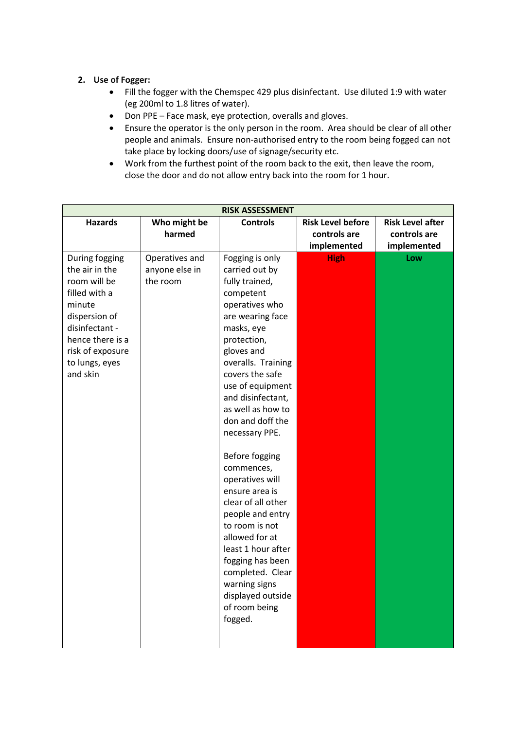2. **Use of Fogger:**
    - Fill the fogger with the Chemspec 429 plus disinfectant. Use diluted 1:9 with water (eg 200ml to 1.8 litres of water).
    - Don PPE – Face mask, eye protection, overalls and gloves.
    - Ensure the operator is the only person in the room. Area should be clear of all other people and animals. Ensure non-authorised entry to the room being fogged can not take place by locking doors/use of signage/security etc.
    - Work from the furthest point of the room back to the exit, then leave the room, close the door and do not allow entry back into the room for 1 hour.

| **RISK ASSESSMENT** | | | | |
|---|---|---|---|---|
| **Hazards** | **Who might be harmed** | **Controls** | **Risk Level before controls are implemented** | **Risk Level after controls are implemented** |
| During fogging the air in the room will be filled with a minute dispersion of disinfectant - hence there is a risk of exposure to lungs, eyes and skin | Operatives and anyone else in the room | Fogging is only carried out by fully trained, competent operatives who are wearing face masks, eye protection, gloves and overalls. Training covers the safe use of equipment and disinfectant, as well as how to don and doff the necessary PPE.<br><br>Before fogging commences, operatives will ensure area is clear of all other people and entry to room is not allowed for at least 1 hour after fogging has been completed. Clear warning signs displayed outside of room being fogged. | **High** | **Low** |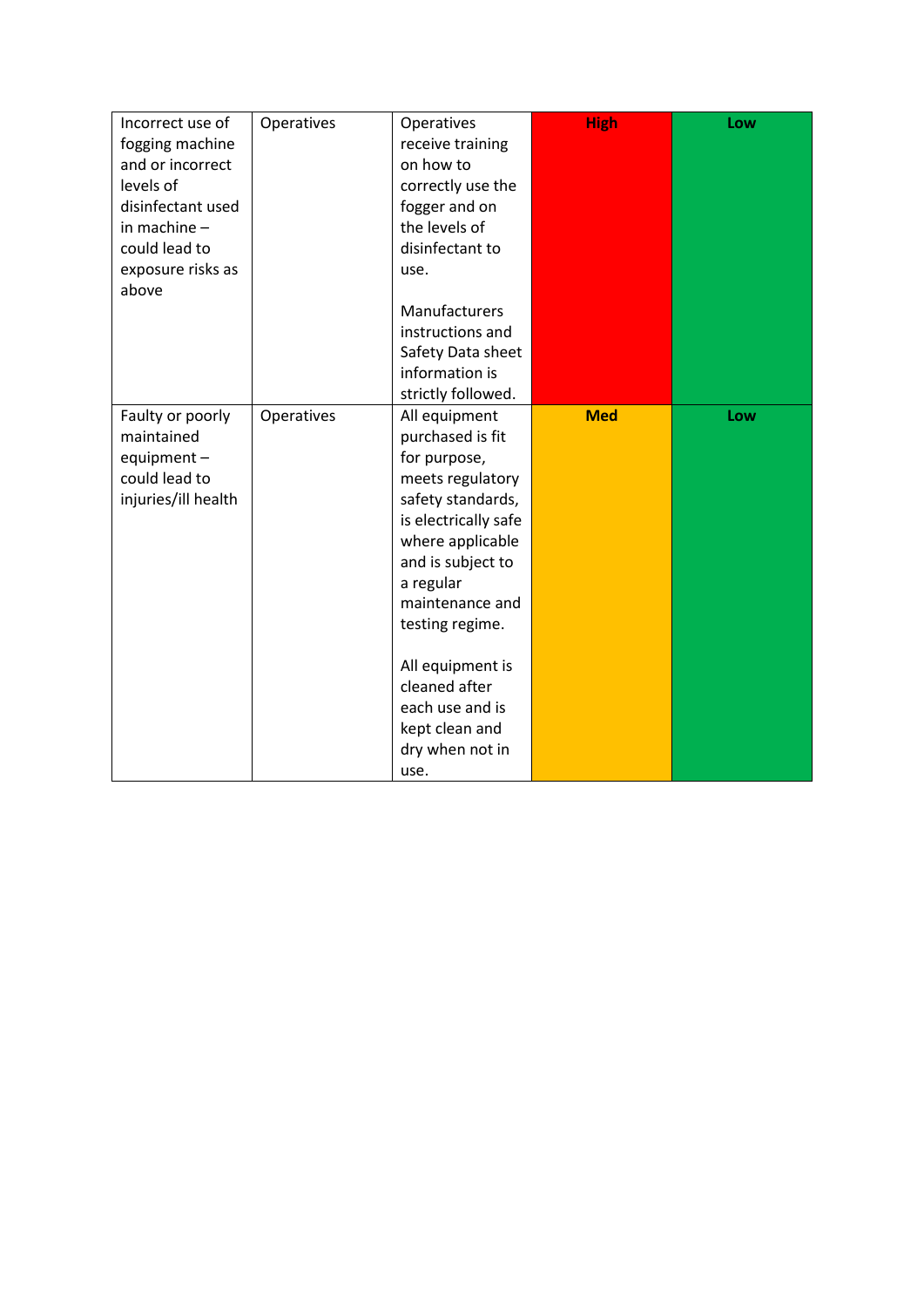| | | | | |
|---|---|---|---|---|
| Incorrect use of fogging machine and or incorrect levels of disinfectant used in machine – could lead to exposure risks as above | Operatives | Operatives receive training on how to correctly use the fogger and on the levels of disinfectant to use.<br><br>Manufacturers instructions and Safety Data sheet information is strictly followed. | **High** | **Low** |
| Faulty or poorly maintained equipment – could lead to injuries/ill health | Operatives | All equipment purchased is fit for purpose, meets regulatory safety standards, is electrically safe where applicable and is subject to a regular maintenance and testing regime.<br><br>All equipment is cleaned after each use and is kept clean and dry when not in use. | **Med** | **Low** |